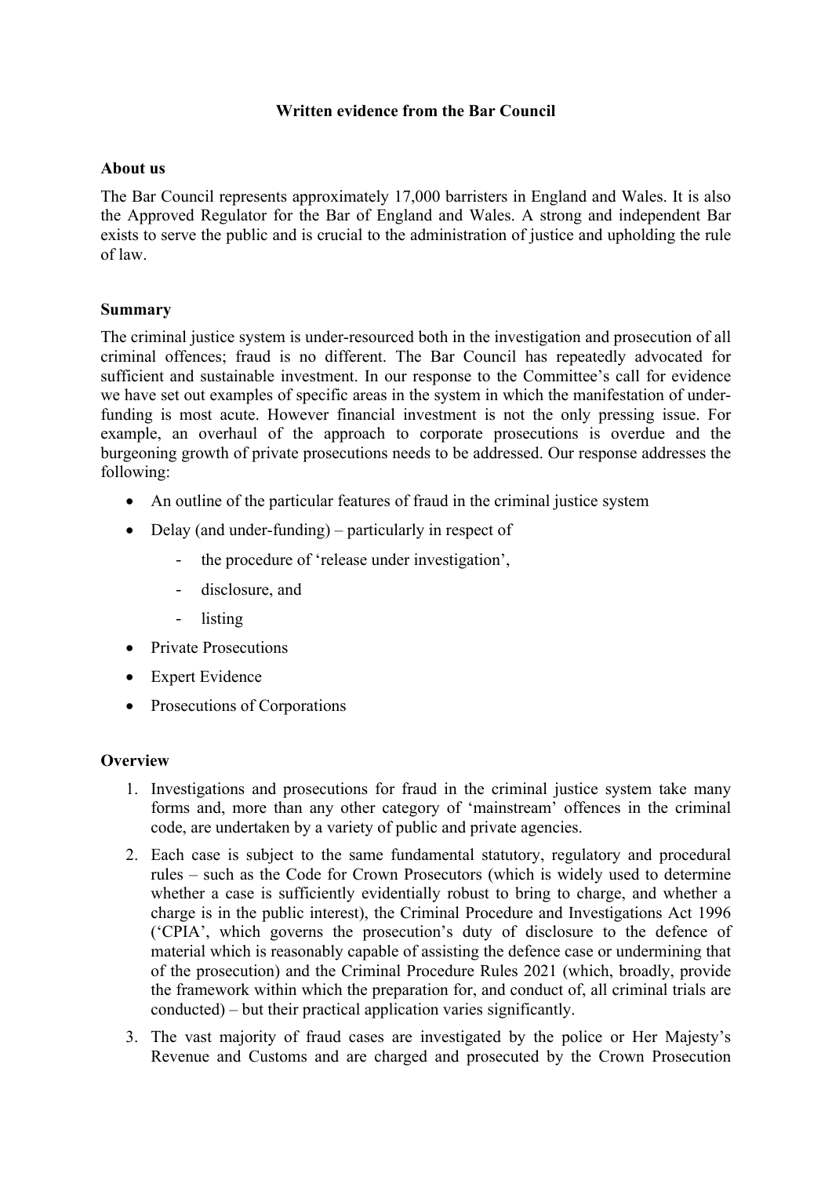**Written evidence from the Bar Council**

## About us

The Bar Council represents approximately 17,000 barristers in England and Wales. It is also the Approved Regulator for the Bar of England and Wales. A strong and independent Bar exists to serve the public and is crucial to the administration of justice and upholding the rule of law.

## Summary

The criminal justice system is under-resourced both in the investigation and prosecution of all criminal offences; fraud is no different. The Bar Council has repeatedly advocated for sufficient and sustainable investment. In our response to the Committee's call for evidence we have set out examples of specific areas in the system in which the manifestation of under-funding is most acute. However financial investment is not the only pressing issue. For example, an overhaul of the approach to corporate prosecutions is overdue and the burgeoning growth of private prosecutions needs to be addressed. Our response addresses the following:

- An outline of the particular features of fraud in the criminal justice system
- Delay (and under-funding) – particularly in respect of
    - the procedure of 'release under investigation',
    - disclosure, and
    - listing
- Private Prosecutions
- Expert Evidence
- Prosecutions of Corporations

## Overview

1. Investigations and prosecutions for fraud in the criminal justice system take many forms and, more than any other category of 'mainstream' offences in the criminal code, are undertaken by a variety of public and private agencies.
2. Each case is subject to the same fundamental statutory, regulatory and procedural rules – such as the Code for Crown Prosecutors (which is widely used to determine whether a case is sufficiently evidentially robust to bring to charge, and whether a charge is in the public interest), the Criminal Procedure and Investigations Act 1996 ('CPIA', which governs the prosecution's duty of disclosure to the defence of material which is reasonably capable of assisting the defence case or undermining that of the prosecution) and the Criminal Procedure Rules 2021 (which, broadly, provide the framework within which the preparation for, and conduct of, all criminal trials are conducted) – but their practical application varies significantly.
3. The vast majority of fraud cases are investigated by the police or Her Majesty's Revenue and Customs and are charged and prosecuted by the Crown Prosecution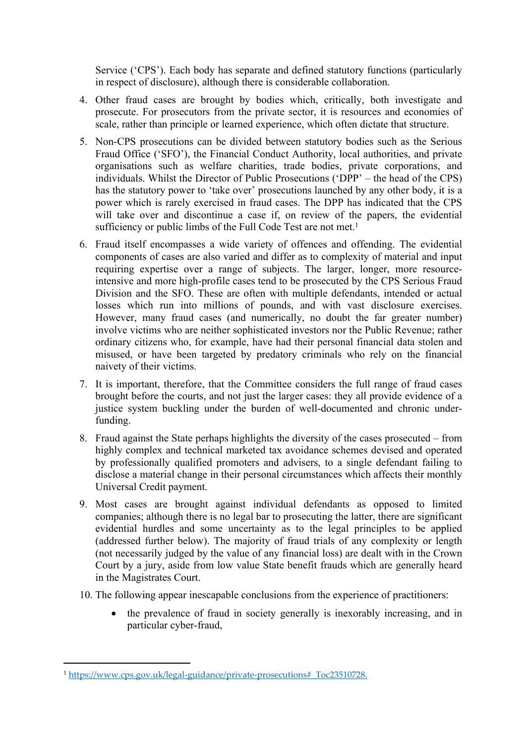Service ('CPS'). Each body has separate and defined statutory functions (particularly in respect of disclosure), although there is considerable collaboration.

4. Other fraud cases are brought by bodies which, critically, both investigate and prosecute. For prosecutors from the private sector, it is resources and economies of scale, rather than principle or learned experience, which often dictate that structure.

5. Non-CPS prosecutions can be divided between statutory bodies such as the Serious Fraud Office ('SFO'), the Financial Conduct Authority, local authorities, and private organisations such as welfare charities, trade bodies, private corporations, and individuals. Whilst the Director of Public Prosecutions ('DPP' – the head of the CPS) has the statutory power to 'take over' prosecutions launched by any other body, it is a power which is rarely exercised in fraud cases. The DPP has indicated that the CPS will take over and discontinue a case if, on review of the papers, the evidential sufficiency or public limbs of the Full Code Test are not met.[1]

6. Fraud itself encompasses a wide variety of offences and offending. The evidential components of cases are also varied and differ as to complexity of material and input requiring expertise over a range of subjects. The larger, longer, more resource-intensive and more high-profile cases tend to be prosecuted by the CPS Serious Fraud Division and the SFO. These are often with multiple defendants, intended or actual losses which run into millions of pounds, and with vast disclosure exercises. However, many fraud cases (and numerically, no doubt the far greater number) involve victims who are neither sophisticated investors nor the Public Revenue; rather ordinary citizens who, for example, have had their personal financial data stolen and misused, or have been targeted by predatory criminals who rely on the financial naivety of their victims.

7. It is important, therefore, that the Committee considers the full range of fraud cases brought before the courts, and not just the larger cases: they all provide evidence of a justice system buckling under the burden of well-documented and chronic under-funding.

8. Fraud against the State perhaps highlights the diversity of the cases prosecuted – from highly complex and technical marketed tax avoidance schemes devised and operated by professionally qualified promoters and advisers, to a single defendant failing to disclose a material change in their personal circumstances which affects their monthly Universal Credit payment.

9. Most cases are brought against individual defendants as opposed to limited companies; although there is no legal bar to prosecuting the latter, there are significant evidential hurdles and some uncertainty as to the legal principles to be applied (addressed further below). The majority of fraud trials of any complexity or length (not necessarily judged by the value of any financial loss) are dealt with in the Crown Court by a jury, aside from low value State benefit frauds which are generally heard in the Magistrates Court.

10. The following appear inescapable conclusions from the experience of practitioners:

    - the prevalence of fraud in society generally is inexorably increasing, and in particular cyber-fraud,

---

[1] https://www.cps.gov.uk/legal-guidance/private-prosecutions#_Toc23510728.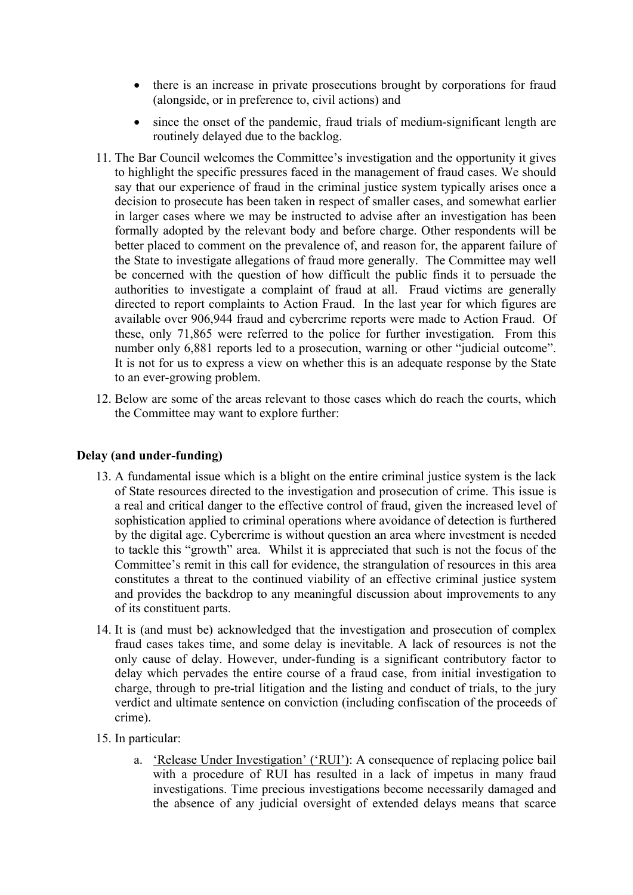- there is an increase in private prosecutions brought by corporations for fraud (alongside, or in preference to, civil actions) and
- since the onset of the pandemic, fraud trials of medium-significant length are routinely delayed due to the backlog.

11. The Bar Council welcomes the Committee's investigation and the opportunity it gives to highlight the specific pressures faced in the management of fraud cases. We should say that our experience of fraud in the criminal justice system typically arises once a decision to prosecute has been taken in respect of smaller cases, and somewhat earlier in larger cases where we may be instructed to advise after an investigation has been formally adopted by the relevant body and before charge. Other respondents will be better placed to comment on the prevalence of, and reason for, the apparent failure of the State to investigate allegations of fraud more generally. The Committee may well be concerned with the question of how difficult the public finds it to persuade the authorities to investigate a complaint of fraud at all. Fraud victims are generally directed to report complaints to Action Fraud. In the last year for which figures are available over 906,944 fraud and cybercrime reports were made to Action Fraud. Of these, only 71,865 were referred to the police for further investigation. From this number only 6,881 reports led to a prosecution, warning or other "judicial outcome". It is not for us to express a view on whether this is an adequate response by the State to an ever-growing problem.

12. Below are some of the areas relevant to those cases which do reach the courts, which the Committee may want to explore further:

**Delay (and under-funding)**

13. A fundamental issue which is a blight on the entire criminal justice system is the lack of State resources directed to the investigation and prosecution of crime. This issue is a real and critical danger to the effective control of fraud, given the increased level of sophistication applied to criminal operations where avoidance of detection is furthered by the digital age. Cybercrime is without question an area where investment is needed to tackle this "growth" area. Whilst it is appreciated that such is not the focus of the Committee's remit in this call for evidence, the strangulation of resources in this area constitutes a threat to the continued viability of an effective criminal justice system and provides the backdrop to any meaningful discussion about improvements to any of its constituent parts.

14. It is (and must be) acknowledged that the investigation and prosecution of complex fraud cases takes time, and some delay is inevitable. A lack of resources is not the only cause of delay. However, under-funding is a significant contributory factor to delay which pervades the entire course of a fraud case, from initial investigation to charge, through to pre-trial litigation and the listing and conduct of trials, to the jury verdict and ultimate sentence on conviction (including confiscation of the proceeds of crime).

15. In particular:

    a. <u>'Release Under Investigation' ('RUI')</u>: A consequence of replacing police bail with a procedure of RUI has resulted in a lack of impetus in many fraud investigations. Time precious investigations become necessarily damaged and the absence of any judicial oversight of extended delays means that scarce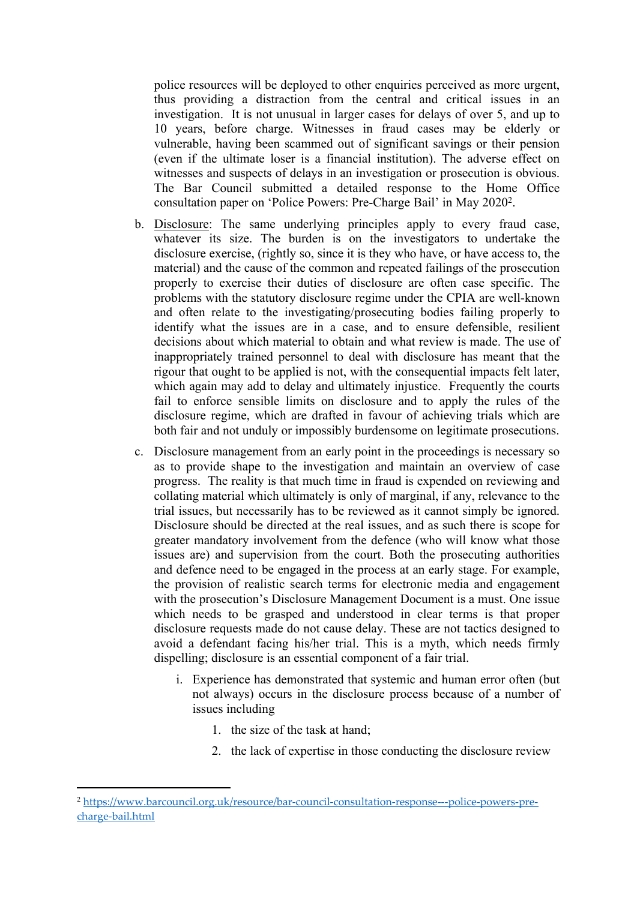police resources will be deployed to other enquiries perceived as more urgent, thus providing a distraction from the central and critical issues in an investigation. It is not unusual in larger cases for delays of over 5, and up to 10 years, before charge. Witnesses in fraud cases may be elderly or vulnerable, having been scammed out of significant savings or their pension (even if the ultimate loser is a financial institution). The adverse effect on witnesses and suspects of delays in an investigation or prosecution is obvious. The Bar Council submitted a detailed response to the Home Office consultation paper on 'Police Powers: Pre-Charge Bail' in May 2020[2].

b. Disclosure: The same underlying principles apply to every fraud case, whatever its size. The burden is on the investigators to undertake the disclosure exercise, (rightly so, since it is they who have, or have access to, the material) and the cause of the common and repeated failings of the prosecution properly to exercise their duties of disclosure are often case specific. The problems with the statutory disclosure regime under the CPIA are well-known and often relate to the investigating/prosecuting bodies failing properly to identify what the issues are in a case, and to ensure defensible, resilient decisions about which material to obtain and what review is made. The use of inappropriately trained personnel to deal with disclosure has meant that the rigour that ought to be applied is not, with the consequential impacts felt later, which again may add to delay and ultimately injustice. Frequently the courts fail to enforce sensible limits on disclosure and to apply the rules of the disclosure regime, which are drafted in favour of achieving trials which are both fair and not unduly or impossibly burdensome on legitimate prosecutions.

c. Disclosure management from an early point in the proceedings is necessary so as to provide shape to the investigation and maintain an overview of case progress. The reality is that much time in fraud is expended on reviewing and collating material which ultimately is only of marginal, if any, relevance to the trial issues, but necessarily has to be reviewed as it cannot simply be ignored. Disclosure should be directed at the real issues, and as such there is scope for greater mandatory involvement from the defence (who will know what those issues are) and supervision from the court. Both the prosecuting authorities and defence need to be engaged in the process at an early stage. For example, the provision of realistic search terms for electronic media and engagement with the prosecution's Disclosure Management Document is a must. One issue which needs to be grasped and understood in clear terms is that proper disclosure requests made do not cause delay. These are not tactics designed to avoid a defendant facing his/her trial. This is a myth, which needs firmly dispelling; disclosure is an essential component of a fair trial.

   i. Experience has demonstrated that systemic and human error often (but not always) occurs in the disclosure process because of a number of issues including

      1. the size of the task at hand;

      2. the lack of expertise in those conducting the disclosure review

---

[2] https://www.barcouncil.org.uk/resource/bar-council-consultation-response---police-powers-pre-charge-bail.html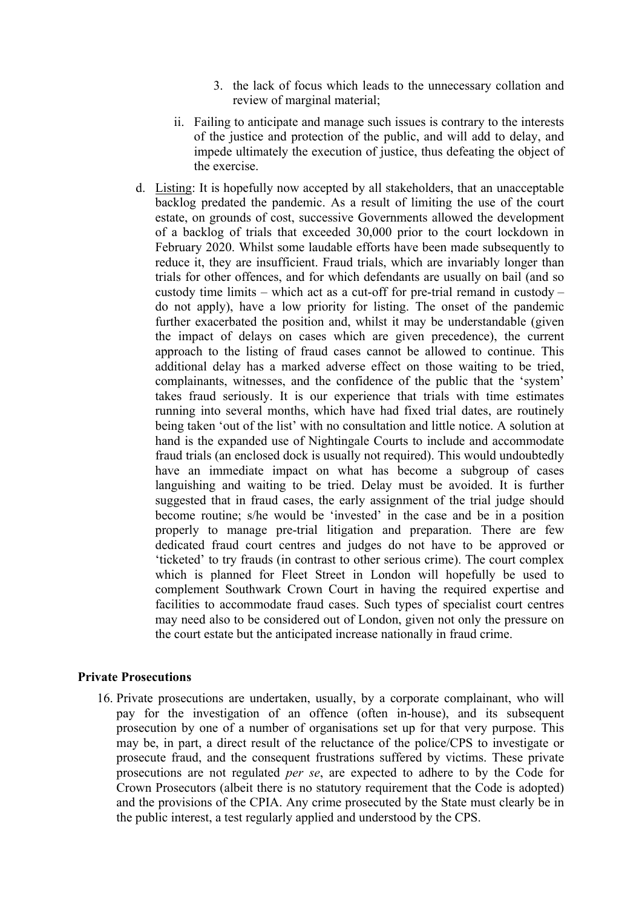3. the lack of focus which leads to the unnecessary collation and review of marginal material;

ii. Failing to anticipate and manage such issues is contrary to the interests of the justice and protection of the public, and will add to delay, and impede ultimately the execution of justice, thus defeating the object of the exercise.

d. <u>Listing</u>: It is hopefully now accepted by all stakeholders, that an unacceptable backlog predated the pandemic. As a result of limiting the use of the court estate, on grounds of cost, successive Governments allowed the development of a backlog of trials that exceeded 30,000 prior to the court lockdown in February 2020. Whilst some laudable efforts have been made subsequently to reduce it, they are insufficient. Fraud trials, which are invariably longer than trials for other offences, and for which defendants are usually on bail (and so custody time limits – which act as a cut-off for pre-trial remand in custody – do not apply), have a low priority for listing. The onset of the pandemic further exacerbated the position and, whilst it may be understandable (given the impact of delays on cases which are given precedence), the current approach to the listing of fraud cases cannot be allowed to continue. This additional delay has a marked adverse effect on those waiting to be tried, complainants, witnesses, and the confidence of the public that the 'system' takes fraud seriously. It is our experience that trials with time estimates running into several months, which have had fixed trial dates, are routinely being taken 'out of the list' with no consultation and little notice. A solution at hand is the expanded use of Nightingale Courts to include and accommodate fraud trials (an enclosed dock is usually not required). This would undoubtedly have an immediate impact on what has become a subgroup of cases languishing and waiting to be tried. Delay must be avoided. It is further suggested that in fraud cases, the early assignment of the trial judge should become routine; s/he would be 'invested' in the case and be in a position properly to manage pre-trial litigation and preparation. There are few dedicated fraud court centres and judges do not have to be approved or 'ticketed' to try frauds (in contrast to other serious crime). The court complex which is planned for Fleet Street in London will hopefully be used to complement Southwark Crown Court in having the required expertise and facilities to accommodate fraud cases. Such types of specialist court centres may need also to be considered out of London, given not only the pressure on the court estate but the anticipated increase nationally in fraud crime.

**Private Prosecutions**

16. Private prosecutions are undertaken, usually, by a corporate complainant, who will pay for the investigation of an offence (often in-house), and its subsequent prosecution by one of a number of organisations set up for that very purpose. This may be, in part, a direct result of the reluctance of the police/CPS to investigate or prosecute fraud, and the consequent frustrations suffered by victims. These private prosecutions are not regulated *per se*, are expected to adhere to by the Code for Crown Prosecutors (albeit there is no statutory requirement that the Code is adopted) and the provisions of the CPIA. Any crime prosecuted by the State must clearly be in the public interest, a test regularly applied and understood by the CPS.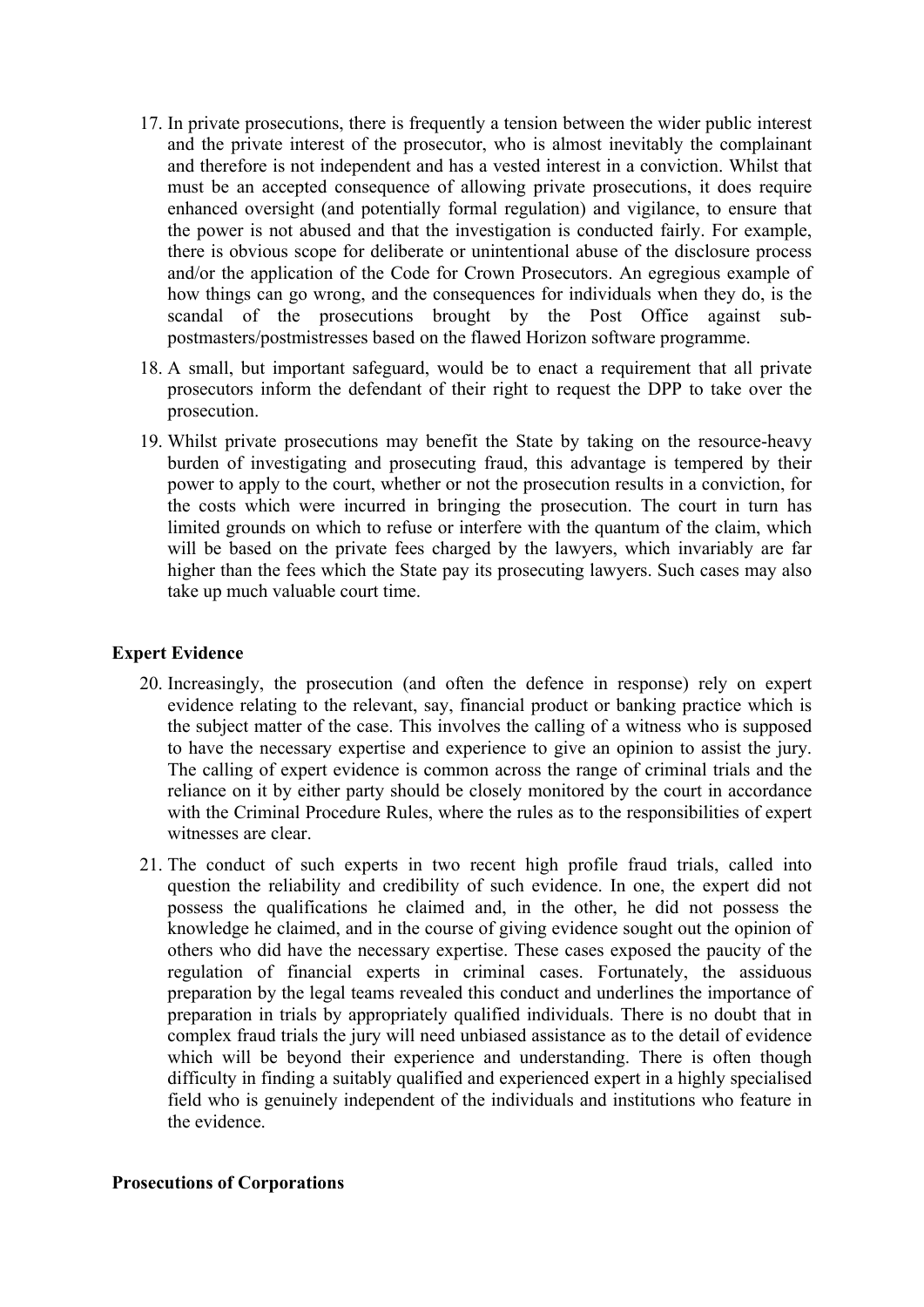17. In private prosecutions, there is frequently a tension between the wider public interest and the private interest of the prosecutor, who is almost inevitably the complainant and therefore is not independent and has a vested interest in a conviction. Whilst that must be an accepted consequence of allowing private prosecutions, it does require enhanced oversight (and potentially formal regulation) and vigilance, to ensure that the power is not abused and that the investigation is conducted fairly. For example, there is obvious scope for deliberate or unintentional abuse of the disclosure process and/or the application of the Code for Crown Prosecutors. An egregious example of how things can go wrong, and the consequences for individuals when they do, is the scandal of the prosecutions brought by the Post Office against sub-postmasters/postmistresses based on the flawed Horizon software programme.

18. A small, but important safeguard, would be to enact a requirement that all private prosecutors inform the defendant of their right to request the DPP to take over the prosecution.

19. Whilst private prosecutions may benefit the State by taking on the resource-heavy burden of investigating and prosecuting fraud, this advantage is tempered by their power to apply to the court, whether or not the prosecution results in a conviction, for the costs which were incurred in bringing the prosecution. The court in turn has limited grounds on which to refuse or interfere with the quantum of the claim, which will be based on the private fees charged by the lawyers, which invariably are far higher than the fees which the State pay its prosecuting lawyers. Such cases may also take up much valuable court time.

**Expert Evidence**

20. Increasingly, the prosecution (and often the defence in response) rely on expert evidence relating to the relevant, say, financial product or banking practice which is the subject matter of the case. This involves the calling of a witness who is supposed to have the necessary expertise and experience to give an opinion to assist the jury. The calling of expert evidence is common across the range of criminal trials and the reliance on it by either party should be closely monitored by the court in accordance with the Criminal Procedure Rules, where the rules as to the responsibilities of expert witnesses are clear.

21. The conduct of such experts in two recent high profile fraud trials, called into question the reliability and credibility of such evidence. In one, the expert did not possess the qualifications he claimed and, in the other, he did not possess the knowledge he claimed, and in the course of giving evidence sought out the opinion of others who did have the necessary expertise. These cases exposed the paucity of the regulation of financial experts in criminal cases. Fortunately, the assiduous preparation by the legal teams revealed this conduct and underlines the importance of preparation in trials by appropriately qualified individuals. There is no doubt that in complex fraud trials the jury will need unbiased assistance as to the detail of evidence which will be beyond their experience and understanding. There is often though difficulty in finding a suitably qualified and experienced expert in a highly specialised field who is genuinely independent of the individuals and institutions who feature in the evidence.

**Prosecutions of Corporations**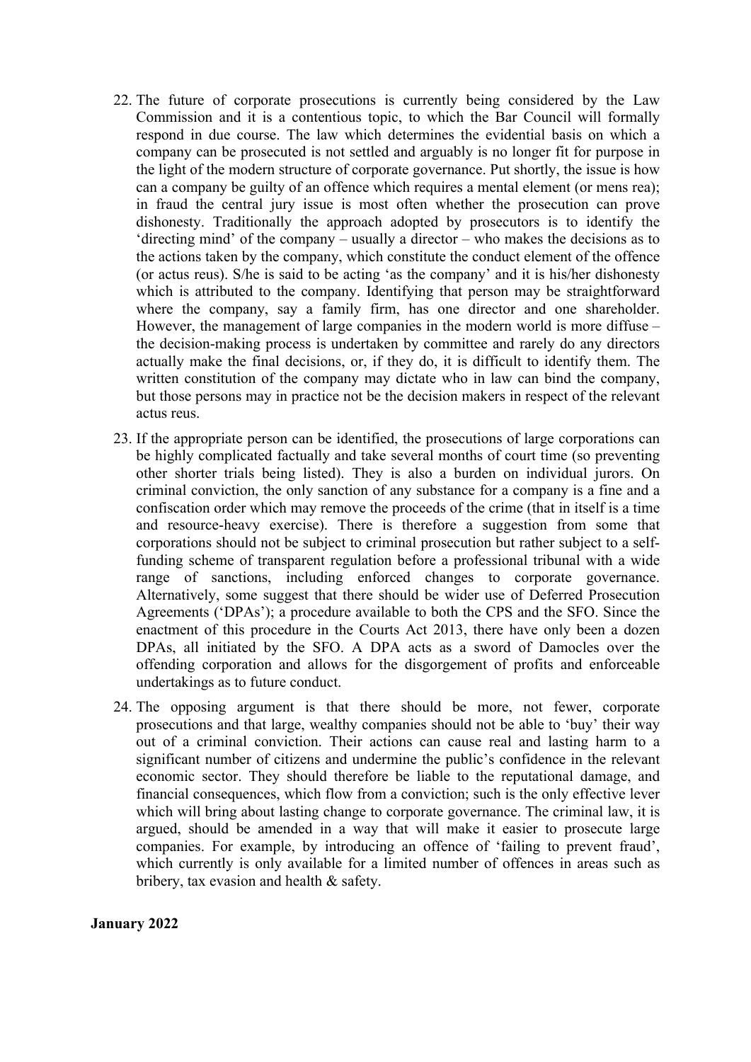22. The future of corporate prosecutions is currently being considered by the Law Commission and it is a contentious topic, to which the Bar Council will formally respond in due course. The law which determines the evidential basis on which a company can be prosecuted is not settled and arguably is no longer fit for purpose in the light of the modern structure of corporate governance. Put shortly, the issue is how can a company be guilty of an offence which requires a mental element (or mens rea); in fraud the central jury issue is most often whether the prosecution can prove dishonesty. Traditionally the approach adopted by prosecutors is to identify the 'directing mind' of the company – usually a director – who makes the decisions as to the actions taken by the company, which constitute the conduct element of the offence (or actus reus). S/he is said to be acting 'as the company' and it is his/her dishonesty which is attributed to the company. Identifying that person may be straightforward where the company, say a family firm, has one director and one shareholder. However, the management of large companies in the modern world is more diffuse – the decision-making process is undertaken by committee and rarely do any directors actually make the final decisions, or, if they do, it is difficult to identify them. The written constitution of the company may dictate who in law can bind the company, but those persons may in practice not be the decision makers in respect of the relevant actus reus.

23. If the appropriate person can be identified, the prosecutions of large corporations can be highly complicated factually and take several months of court time (so preventing other shorter trials being listed). They is also a burden on individual jurors. On criminal conviction, the only sanction of any substance for a company is a fine and a confiscation order which may remove the proceeds of the crime (that in itself is a time and resource-heavy exercise). There is therefore a suggestion from some that corporations should not be subject to criminal prosecution but rather subject to a self-funding scheme of transparent regulation before a professional tribunal with a wide range of sanctions, including enforced changes to corporate governance. Alternatively, some suggest that there should be wider use of Deferred Prosecution Agreements ('DPAs'); a procedure available to both the CPS and the SFO. Since the enactment of this procedure in the Courts Act 2013, there have only been a dozen DPAs, all initiated by the SFO. A DPA acts as a sword of Damocles over the offending corporation and allows for the disgorgement of profits and enforceable undertakings as to future conduct.

24. The opposing argument is that there should be more, not fewer, corporate prosecutions and that large, wealthy companies should not be able to 'buy' their way out of a criminal conviction. Their actions can cause real and lasting harm to a significant number of citizens and undermine the public's confidence in the relevant economic sector. They should therefore be liable to the reputational damage, and financial consequences, which flow from a conviction; such is the only effective lever which will bring about lasting change to corporate governance. The criminal law, it is argued, should be amended in a way that will make it easier to prosecute large companies. For example, by introducing an offence of 'failing to prevent fraud', which currently is only available for a limited number of offences in areas such as bribery, tax evasion and health & safety.

**January 2022**